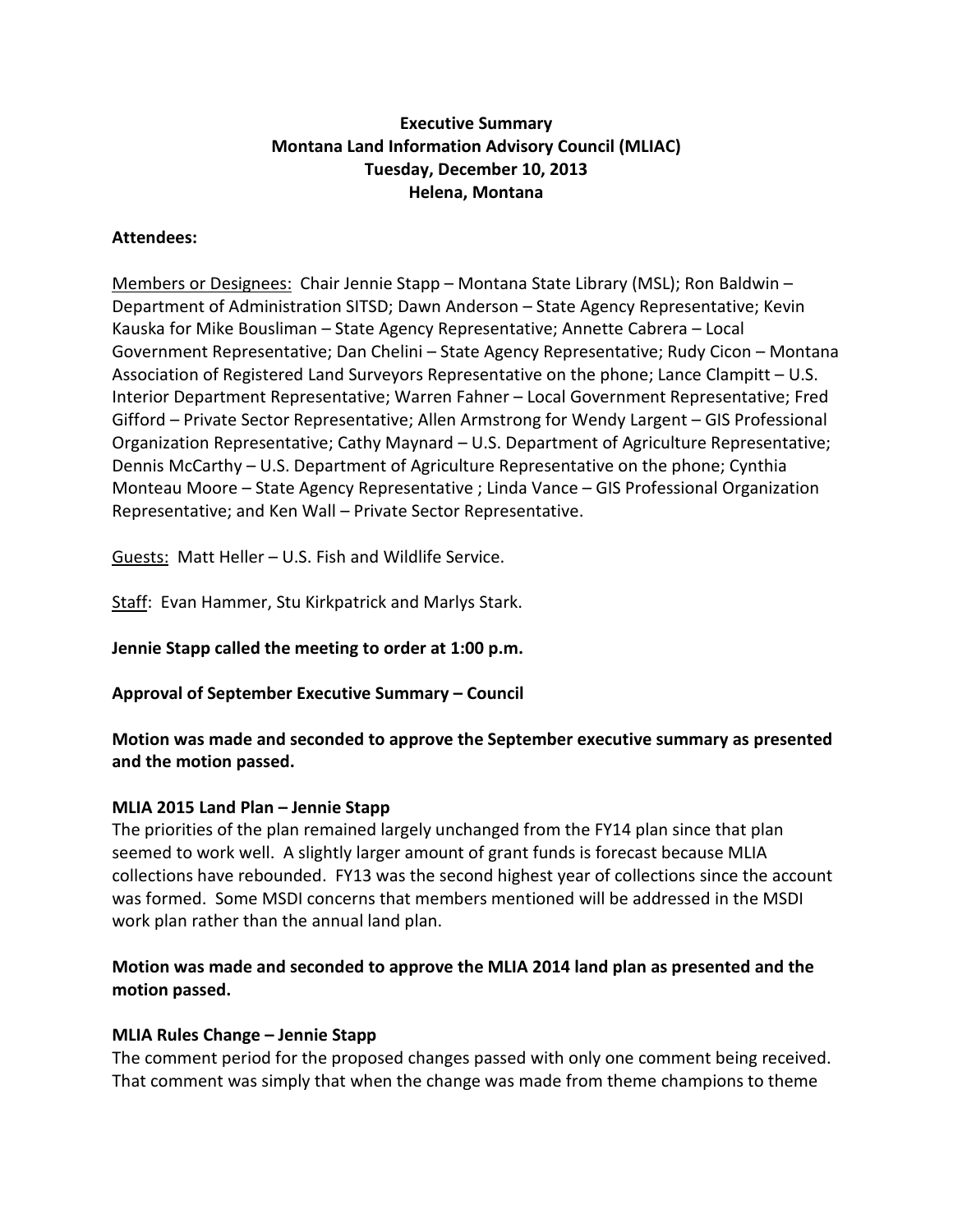**Executive Summary**
**Montana Land Information Advisory Council (MLIAC)**
**Tuesday, December 10, 2013**
**Helena, Montana**

**Attendees:**

Members or Designees: Chair Jennie Stapp – Montana State Library (MSL); Ron Baldwin – Department of Administration SITSD; Dawn Anderson – State Agency Representative; Kevin Kauska for Mike Bousliman – State Agency Representative; Annette Cabrera – Local Government Representative; Dan Chelini – State Agency Representative; Rudy Cicon – Montana Association of Registered Land Surveyors Representative on the phone; Lance Clampitt – U.S. Interior Department Representative; Warren Fahner – Local Government Representative; Fred Gifford – Private Sector Representative; Allen Armstrong for Wendy Largent – GIS Professional Organization Representative; Cathy Maynard – U.S. Department of Agriculture Representative; Dennis McCarthy – U.S. Department of Agriculture Representative on the phone; Cynthia Monteau Moore – State Agency Representative ; Linda Vance – GIS Professional Organization Representative; and Ken Wall – Private Sector Representative.

Guests: Matt Heller – U.S. Fish and Wildlife Service.

Staff: Evan Hammer, Stu Kirkpatrick and Marlys Stark.

**Jennie Stapp called the meeting to order at 1:00 p.m.**

**Approval of September Executive Summary – Council**

**Motion was made and seconded to approve the September executive summary as presented and the motion passed.**

**MLIA 2015 Land Plan – Jennie Stapp**

The priorities of the plan remained largely unchanged from the FY14 plan since that plan seemed to work well. A slightly larger amount of grant funds is forecast because MLIA collections have rebounded. FY13 was the second highest year of collections since the account was formed. Some MSDI concerns that members mentioned will be addressed in the MSDI work plan rather than the annual land plan.

**Motion was made and seconded to approve the MLIA 2014 land plan as presented and the motion passed.**

**MLIA Rules Change – Jennie Stapp**

The comment period for the proposed changes passed with only one comment being received. That comment was simply that when the change was made from theme champions to theme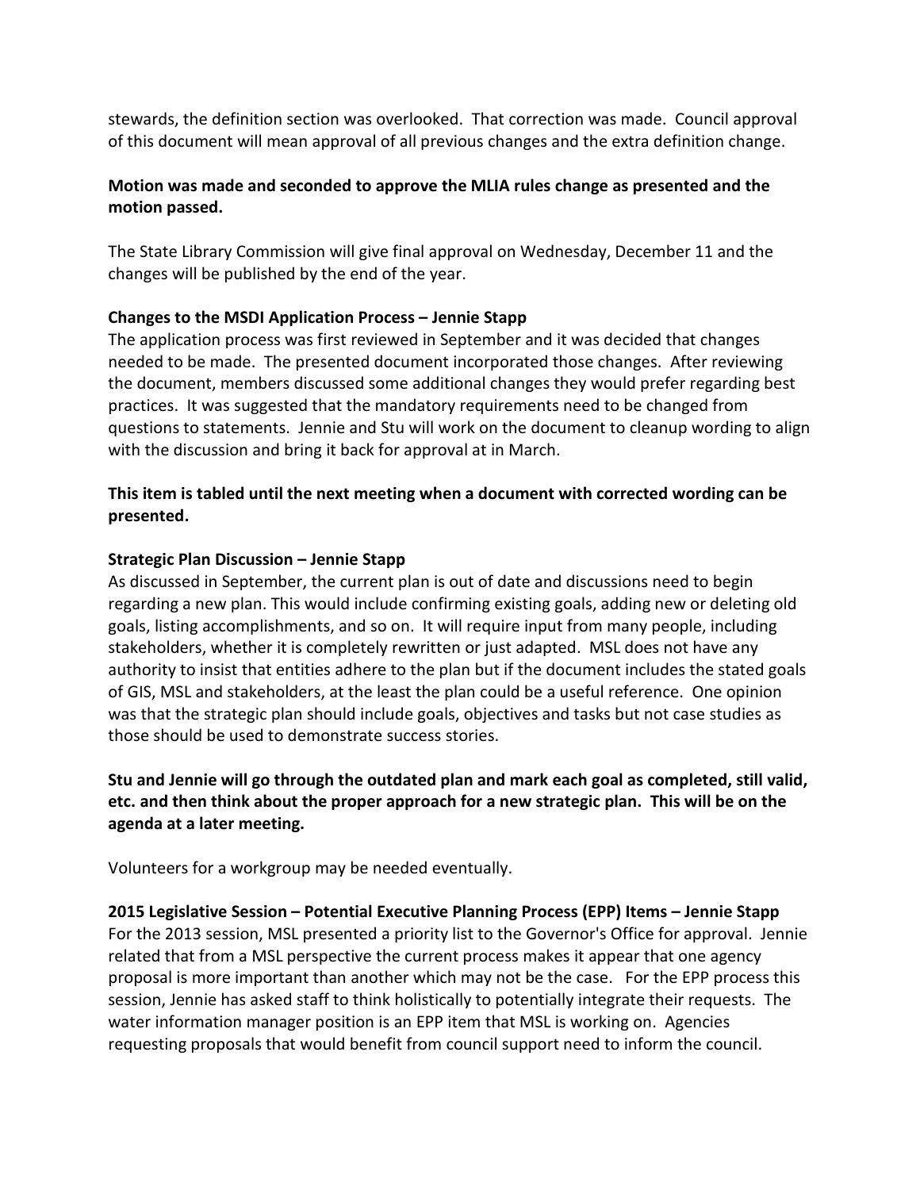stewards, the definition section was overlooked. That correction was made. Council approval of this document will mean approval of all previous changes and the extra definition change.

**Motion was made and seconded to approve the MLIA rules change as presented and the motion passed.**

The State Library Commission will give final approval on Wednesday, December 11 and the changes will be published by the end of the year.

**Changes to the MSDI Application Process – Jennie Stapp**

The application process was first reviewed in September and it was decided that changes needed to be made. The presented document incorporated those changes. After reviewing the document, members discussed some additional changes they would prefer regarding best practices. It was suggested that the mandatory requirements need to be changed from questions to statements. Jennie and Stu will work on the document to cleanup wording to align with the discussion and bring it back for approval at in March.

**This item is tabled until the next meeting when a document with corrected wording can be presented.**

**Strategic Plan Discussion – Jennie Stapp**

As discussed in September, the current plan is out of date and discussions need to begin regarding a new plan. This would include confirming existing goals, adding new or deleting old goals, listing accomplishments, and so on. It will require input from many people, including stakeholders, whether it is completely rewritten or just adapted. MSL does not have any authority to insist that entities adhere to the plan but if the document includes the stated goals of GIS, MSL and stakeholders, at the least the plan could be a useful reference. One opinion was that the strategic plan should include goals, objectives and tasks but not case studies as those should be used to demonstrate success stories.

**Stu and Jennie will go through the outdated plan and mark each goal as completed, still valid, etc. and then think about the proper approach for a new strategic plan. This will be on the agenda at a later meeting.**

Volunteers for a workgroup may be needed eventually.

**2015 Legislative Session – Potential Executive Planning Process (EPP) Items – Jennie Stapp**

For the 2013 session, MSL presented a priority list to the Governor's Office for approval. Jennie related that from a MSL perspective the current process makes it appear that one agency proposal is more important than another which may not be the case. For the EPP process this session, Jennie has asked staff to think holistically to potentially integrate their requests. The water information manager position is an EPP item that MSL is working on. Agencies requesting proposals that would benefit from council support need to inform the council.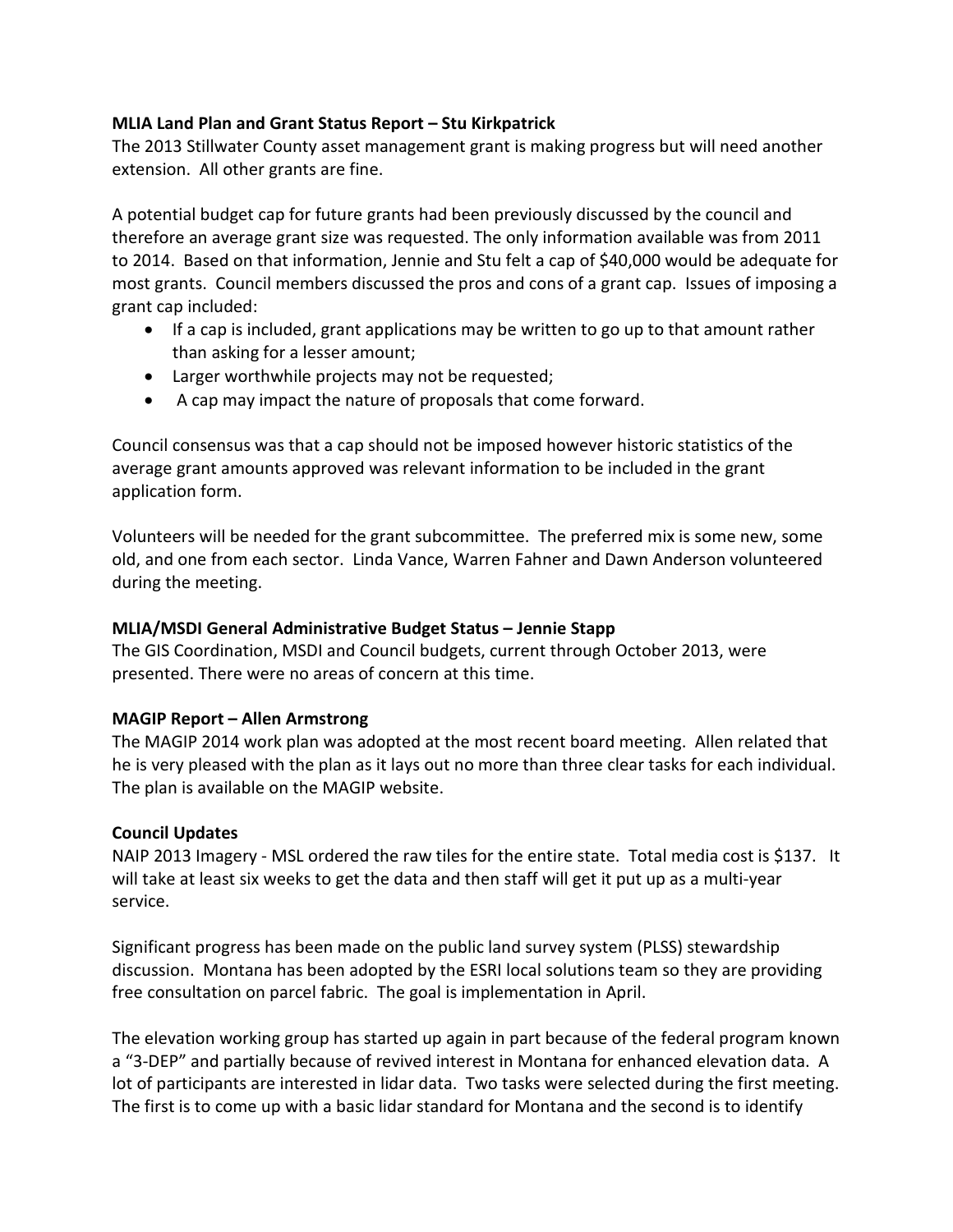**MLIA Land Plan and Grant Status Report – Stu Kirkpatrick**

The 2013 Stillwater County asset management grant is making progress but will need another extension. All other grants are fine.

A potential budget cap for future grants had been previously discussed by the council and therefore an average grant size was requested. The only information available was from 2011 to 2014. Based on that information, Jennie and Stu felt a cap of $40,000 would be adequate for most grants. Council members discussed the pros and cons of a grant cap. Issues of imposing a grant cap included:

- If a cap is included, grant applications may be written to go up to that amount rather than asking for a lesser amount;
- Larger worthwhile projects may not be requested;
- A cap may impact the nature of proposals that come forward.

Council consensus was that a cap should not be imposed however historic statistics of the average grant amounts approved was relevant information to be included in the grant application form.

Volunteers will be needed for the grant subcommittee. The preferred mix is some new, some old, and one from each sector. Linda Vance, Warren Fahner and Dawn Anderson volunteered during the meeting.

**MLIA/MSDI General Administrative Budget Status – Jennie Stapp**

The GIS Coordination, MSDI and Council budgets, current through October 2013, were presented. There were no areas of concern at this time.

**MAGIP Report – Allen Armstrong**

The MAGIP 2014 work plan was adopted at the most recent board meeting. Allen related that he is very pleased with the plan as it lays out no more than three clear tasks for each individual. The plan is available on the MAGIP website.

**Council Updates**

NAIP 2013 Imagery - MSL ordered the raw tiles for the entire state. Total media cost is $137. It will take at least six weeks to get the data and then staff will get it put up as a multi-year service.

Significant progress has been made on the public land survey system (PLSS) stewardship discussion. Montana has been adopted by the ESRI local solutions team so they are providing free consultation on parcel fabric. The goal is implementation in April.

The elevation working group has started up again in part because of the federal program known a "3-DEP" and partially because of revived interest in Montana for enhanced elevation data. A lot of participants are interested in lidar data. Two tasks were selected during the first meeting. The first is to come up with a basic lidar standard for Montana and the second is to identify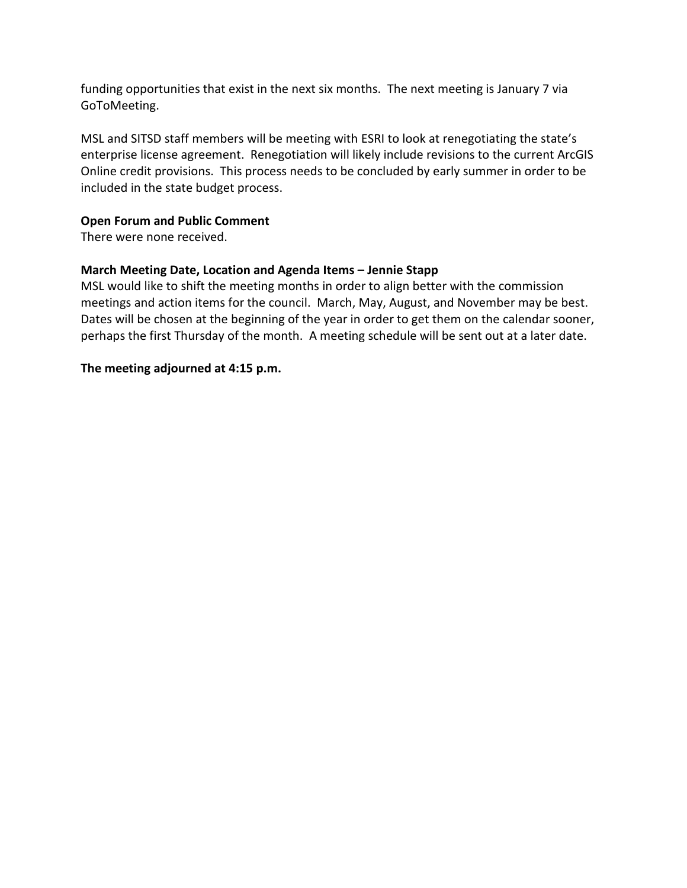funding opportunities that exist in the next six months. The next meeting is January 7 via GoToMeeting.

MSL and SITSD staff members will be meeting with ESRI to look at renegotiating the state's enterprise license agreement. Renegotiation will likely include revisions to the current ArcGIS Online credit provisions. This process needs to be concluded by early summer in order to be included in the state budget process.

**Open Forum and Public Comment**
There were none received.

**March Meeting Date, Location and Agenda Items – Jennie Stapp**
MSL would like to shift the meeting months in order to align better with the commission meetings and action items for the council. March, May, August, and November may be best. Dates will be chosen at the beginning of the year in order to get them on the calendar sooner, perhaps the first Thursday of the month. A meeting schedule will be sent out at a later date.

**The meeting adjourned at 4:15 p.m.**